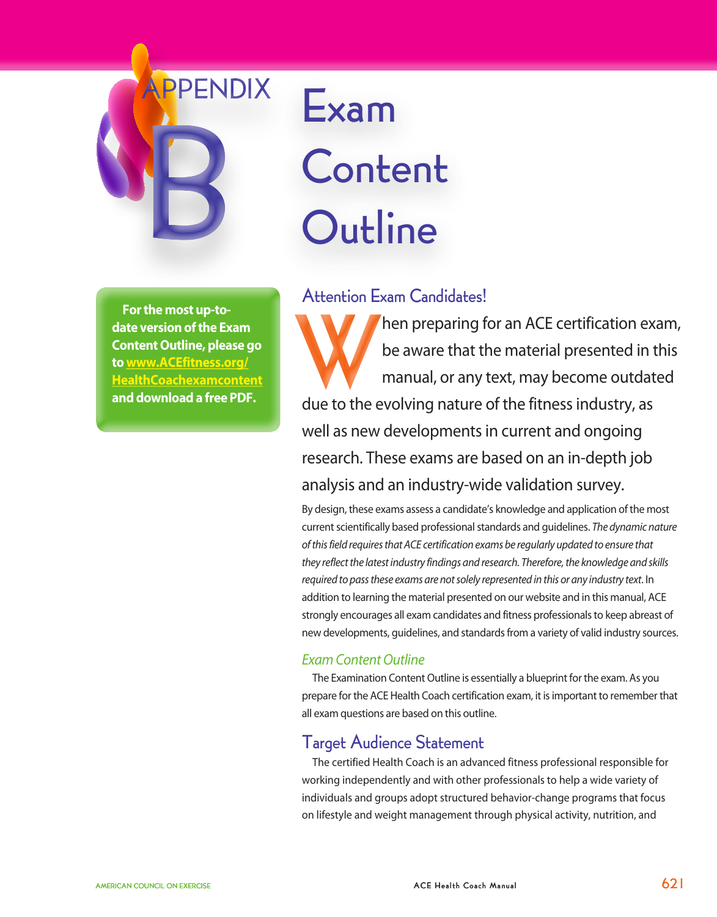# APPENDIX B

# Exam Content Outline

**For the most up-to-date version of the Exam Content Outline, please go to www.ACEfitness.org/HealthCoachexamcontent and download a free PDF.**

## Attention Exam Candidates!

When preparing for an ACE certification exam, be aware that the material presented in this manual, or any text, may become outdated due to the evolving nature of the fitness industry, as well as new developments in current and ongoing research. These exams are based on an in-depth job analysis and an industry-wide validation survey.

By design, these exams assess a candidate's knowledge and application of the most current scientifically based professional standards and guidelines. *The dynamic nature of this field requires that ACE certification exams be regularly updated to ensure that they reflect the latest industry findings and research. Therefore, the knowledge and skills required to pass these exams are not solely represented in this or any industry text.* In addition to learning the material presented on our website and in this manual, ACE strongly encourages all exam candidates and fitness professionals to keep abreast of new developments, guidelines, and standards from a variety of valid industry sources.

### *Exam Content Outline*

The Examination Content Outline is essentially a blueprint for the exam. As you prepare for the ACE Health Coach certification exam, it is important to remember that all exam questions are based on this outline.

## Target Audience Statement

The certified Health Coach is an advanced fitness professional responsible for working independently and with other professionals to help a wide variety of individuals and groups adopt structured behavior-change programs that focus on lifestyle and weight management through physical activity, nutrition, and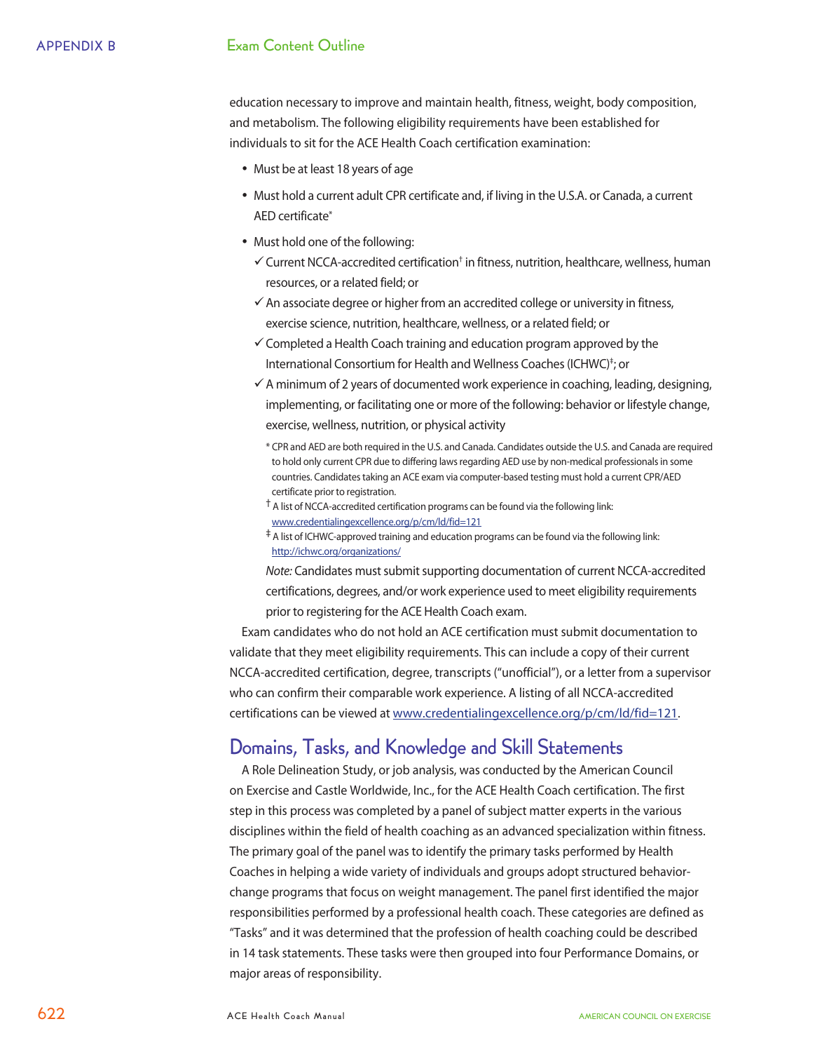education necessary to improve and maintain health, fitness, weight, body composition, and metabolism. The following eligibility requirements have been established for individuals to sit for the ACE Health Coach certification examination:

- Must be at least 18 years of age
- Must hold a current adult CPR certificate and, if living in the U.S.A. or Canada, a current AED certificate*
- Must hold one of the following:
  - ✓ Current NCCA-accredited certification† in fitness, nutrition, healthcare, wellness, human resources, or a related field; or
  - ✓ An associate degree or higher from an accredited college or university in fitness, exercise science, nutrition, healthcare, wellness, or a related field; or
  - ✓ Completed a Health Coach training and education program approved by the International Consortium for Health and Wellness Coaches (ICHWC)‡; or
  - ✓ A minimum of 2 years of documented work experience in coaching, leading, designing, implementing, or facilitating one or more of the following: behavior or lifestyle change, exercise, wellness, nutrition, or physical activity

  \* CPR and AED are both required in the U.S. and Canada. Candidates outside the U.S. and Canada are required to hold only current CPR due to differing laws regarding AED use by non-medical professionals in some countries. Candidates taking an ACE exam via computer-based testing must hold a current CPR/AED certificate prior to registration.

  † A list of NCCA-accredited certification programs can be found via the following link: www.credentialingexcellence.org/p/cm/ld/fid=121

  ‡ A list of ICHWC-approved training and education programs can be found via the following link: http://ichwc.org/organizations/

  *Note:* Candidates must submit supporting documentation of current NCCA-accredited certifications, degrees, and/or work experience used to meet eligibility requirements prior to registering for the ACE Health Coach exam.

Exam candidates who do not hold an ACE certification must submit documentation to validate that they meet eligibility requirements. This can include a copy of their current NCCA-accredited certification, degree, transcripts ("unofficial"), or a letter from a supervisor who can confirm their comparable work experience. A listing of all NCCA-accredited certifications can be viewed at www.credentialingexcellence.org/p/cm/ld/fid=121.

## Domains, Tasks, and Knowledge and Skill Statements

A Role Delineation Study, or job analysis, was conducted by the American Council on Exercise and Castle Worldwide, Inc., for the ACE Health Coach certification. The first step in this process was completed by a panel of subject matter experts in the various disciplines within the field of health coaching as an advanced specialization within fitness. The primary goal of the panel was to identify the primary tasks performed by Health Coaches in helping a wide variety of individuals and groups adopt structured behavior-change programs that focus on weight management. The panel first identified the major responsibilities performed by a professional health coach. These categories are defined as "Tasks" and it was determined that the profession of health coaching could be described in 14 task statements. These tasks were then grouped into four Performance Domains, or major areas of responsibility.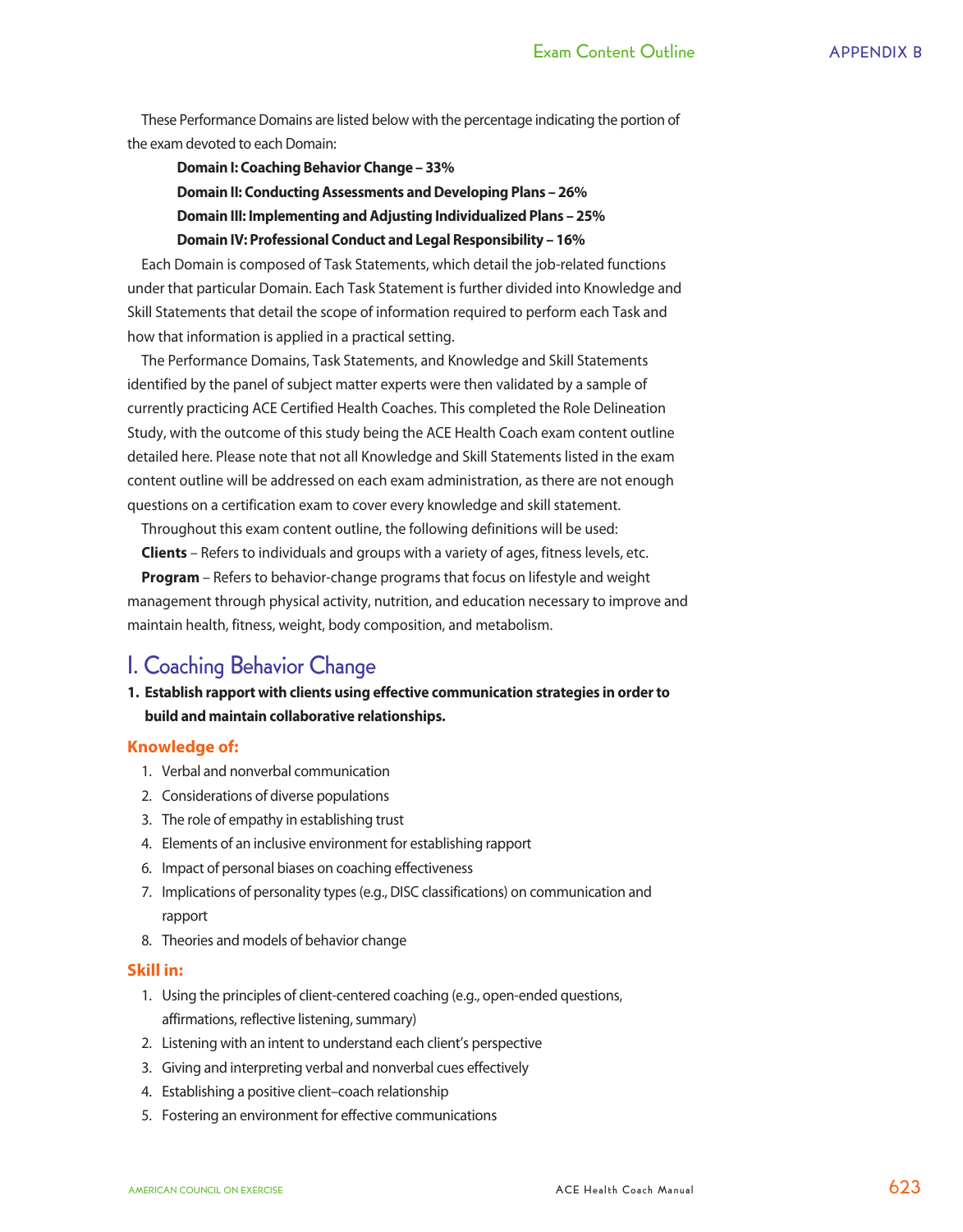These Performance Domains are listed below with the percentage indicating the portion of the exam devoted to each Domain:

**Domain I: Coaching Behavior Change – 33%**

**Domain II: Conducting Assessments and Developing Plans – 26%**

**Domain III: Implementing and Adjusting Individualized Plans – 25%**

**Domain IV: Professional Conduct and Legal Responsibility – 16%**

Each Domain is composed of Task Statements, which detail the job-related functions under that particular Domain. Each Task Statement is further divided into Knowledge and Skill Statements that detail the scope of information required to perform each Task and how that information is applied in a practical setting.

The Performance Domains, Task Statements, and Knowledge and Skill Statements identified by the panel of subject matter experts were then validated by a sample of currently practicing ACE Certified Health Coaches. This completed the Role Delineation Study, with the outcome of this study being the ACE Health Coach exam content outline detailed here. Please note that not all Knowledge and Skill Statements listed in the exam content outline will be addressed on each exam administration, as there are not enough questions on a certification exam to cover every knowledge and skill statement.

Throughout this exam content outline, the following definitions will be used:

**Clients** – Refers to individuals and groups with a variety of ages, fitness levels, etc.

**Program** – Refers to behavior-change programs that focus on lifestyle and weight management through physical activity, nutrition, and education necessary to improve and maintain health, fitness, weight, body composition, and metabolism.

## I. Coaching Behavior Change

**1. Establish rapport with clients using effective communication strategies in order to build and maintain collaborative relationships.**

### Knowledge of:

1. Verbal and nonverbal communication
2. Considerations of diverse populations
3. The role of empathy in establishing trust
4. Elements of an inclusive environment for establishing rapport
6. Impact of personal biases on coaching effectiveness
7. Implications of personality types (e.g., DISC classifications) on communication and rapport
8. Theories and models of behavior change

### Skill in:

1. Using the principles of client-centered coaching (e.g., open-ended questions, affirmations, reflective listening, summary)
2. Listening with an intent to understand each client's perspective
3. Giving and interpreting verbal and nonverbal cues effectively
4. Establishing a positive client–coach relationship
5. Fostering an environment for effective communications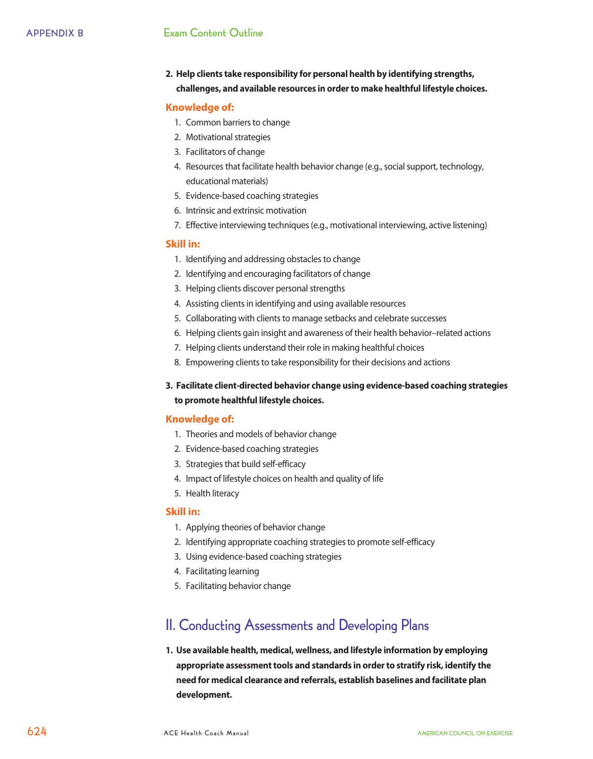**2. Help clients take responsibility for personal health by identifying strengths, challenges, and available resources in order to make healthful lifestyle choices.**

**Knowledge of:**

1. Common barriers to change
2. Motivational strategies
3. Facilitators of change
4. Resources that facilitate health behavior change (e.g., social support, technology, educational materials)
5. Evidence-based coaching strategies
6. Intrinsic and extrinsic motivation
7. Effective interviewing techniques (e.g., motivational interviewing, active listening)

**Skill in:**

1. Identifying and addressing obstacles to change
2. Identifying and encouraging facilitators of change
3. Helping clients discover personal strengths
4. Assisting clients in identifying and using available resources
5. Collaborating with clients to manage setbacks and celebrate successes
6. Helping clients gain insight and awareness of their health behavior–related actions
7. Helping clients understand their role in making healthful choices
8. Empowering clients to take responsibility for their decisions and actions

**3. Facilitate client-directed behavior change using evidence-based coaching strategies to promote healthful lifestyle choices.**

**Knowledge of:**

1. Theories and models of behavior change
2. Evidence-based coaching strategies
3. Strategies that build self-efficacy
4. Impact of lifestyle choices on health and quality of life
5. Health literacy

**Skill in:**

1. Applying theories of behavior change
2. Identifying appropriate coaching strategies to promote self-efficacy
3. Using evidence-based coaching strategies
4. Facilitating learning
5. Facilitating behavior change

## II. Conducting Assessments and Developing Plans

**1. Use available health, medical, wellness, and lifestyle information by employing appropriate assessment tools and standards in order to stratify risk, identify the need for medical clearance and referrals, establish baselines and facilitate plan development.**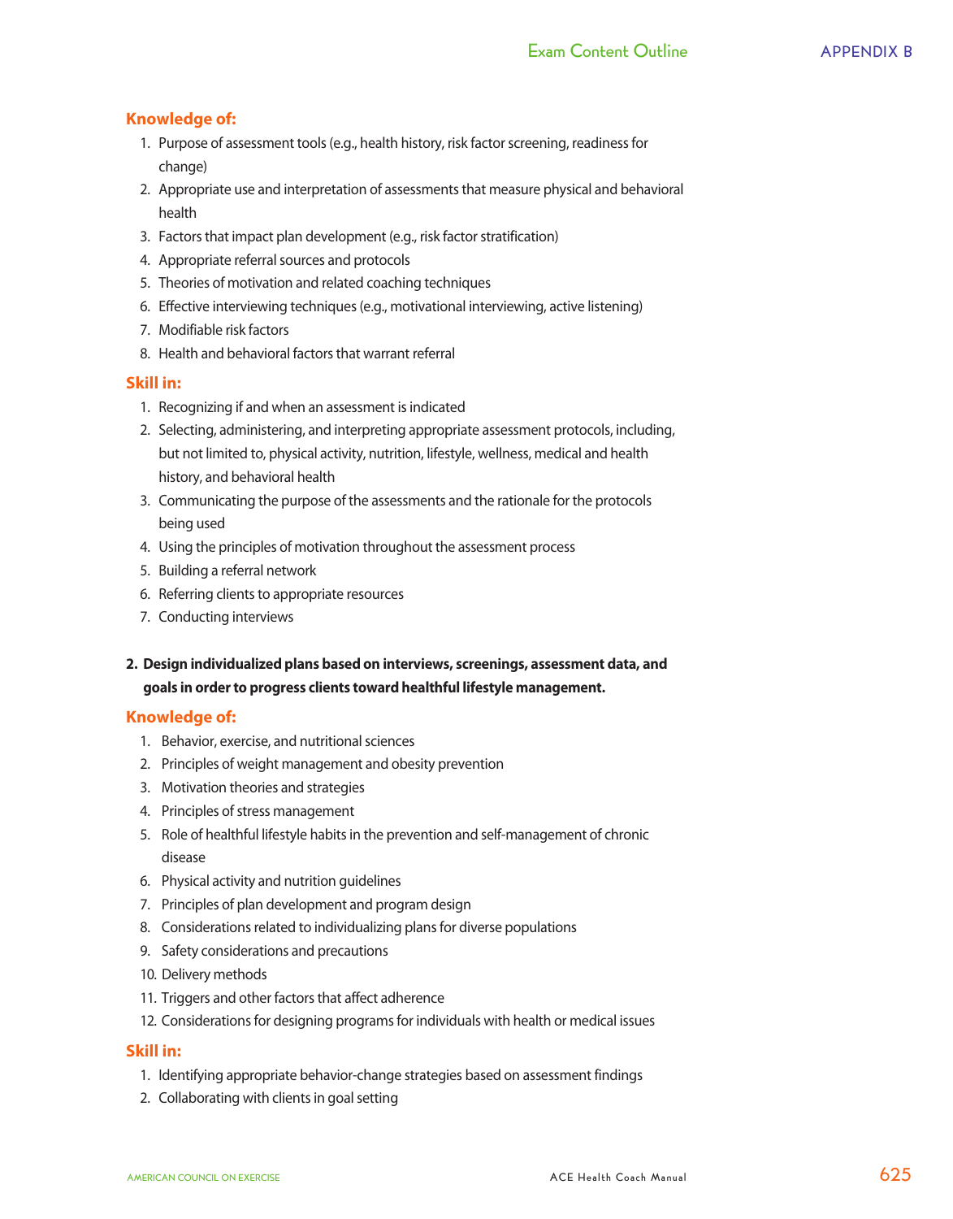**Knowledge of:**

1. Purpose of assessment tools (e.g., health history, risk factor screening, readiness for change)
2. Appropriate use and interpretation of assessments that measure physical and behavioral health
3. Factors that impact plan development (e.g., risk factor stratification)
4. Appropriate referral sources and protocols
5. Theories of motivation and related coaching techniques
6. Effective interviewing techniques (e.g., motivational interviewing, active listening)
7. Modifiable risk factors
8. Health and behavioral factors that warrant referral

**Skill in:**

1. Recognizing if and when an assessment is indicated
2. Selecting, administering, and interpreting appropriate assessment protocols, including, but not limited to, physical activity, nutrition, lifestyle, wellness, medical and health history, and behavioral health
3. Communicating the purpose of the assessments and the rationale for the protocols being used
4. Using the principles of motivation throughout the assessment process
5. Building a referral network
6. Referring clients to appropriate resources
7. Conducting interviews

**2. Design individualized plans based on interviews, screenings, assessment data, and goals in order to progress clients toward healthful lifestyle management.**

**Knowledge of:**

1. Behavior, exercise, and nutritional sciences
2. Principles of weight management and obesity prevention
3. Motivation theories and strategies
4. Principles of stress management
5. Role of healthful lifestyle habits in the prevention and self-management of chronic disease
6. Physical activity and nutrition guidelines
7. Principles of plan development and program design
8. Considerations related to individualizing plans for diverse populations
9. Safety considerations and precautions
10. Delivery methods
11. Triggers and other factors that affect adherence
12. Considerations for designing programs for individuals with health or medical issues

**Skill in:**

1. Identifying appropriate behavior-change strategies based on assessment findings
2. Collaborating with clients in goal setting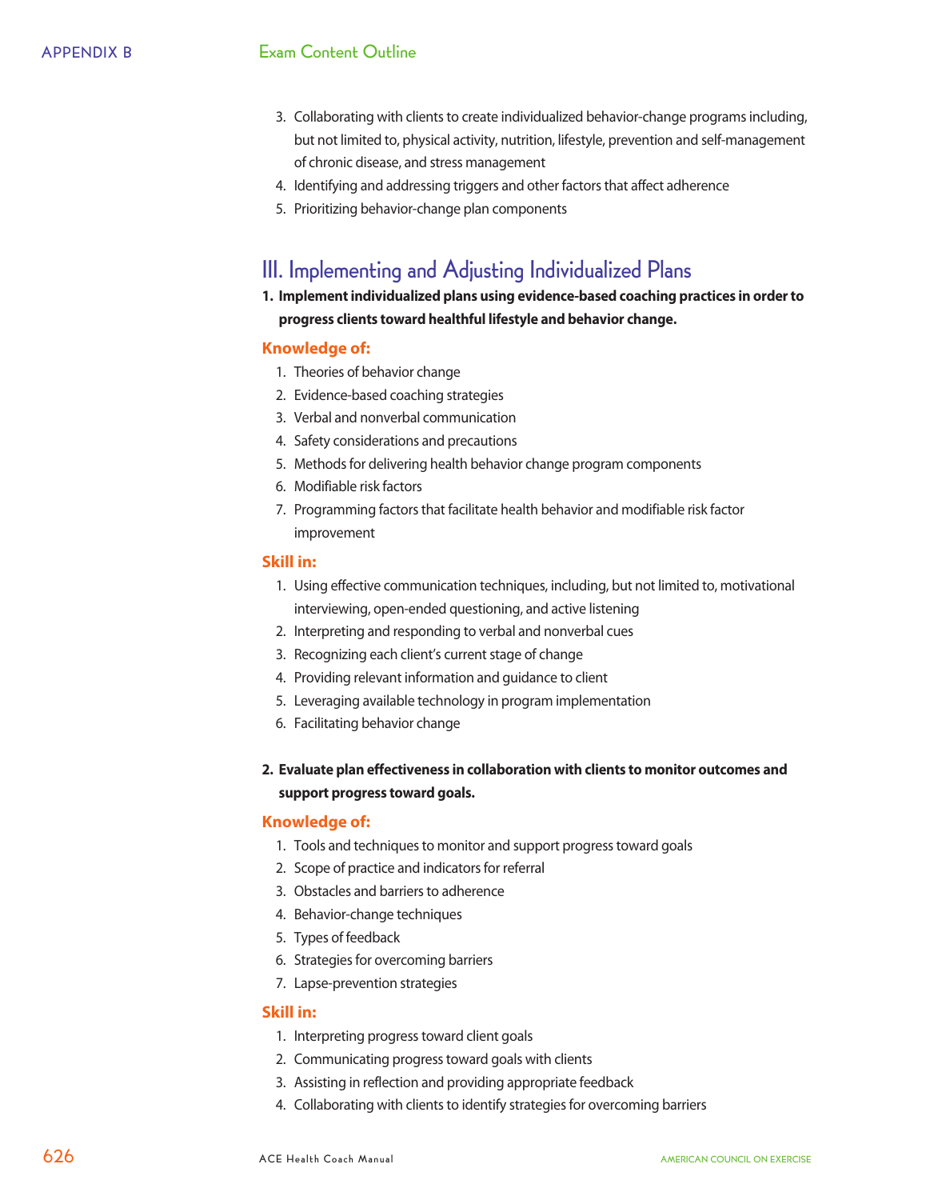3. Collaborating with clients to create individualized behavior-change programs including, but not limited to, physical activity, nutrition, lifestyle, prevention and self-management of chronic disease, and stress management
4. Identifying and addressing triggers and other factors that affect adherence
5. Prioritizing behavior-change plan components

## III. Implementing and Adjusting Individualized Plans

**1. Implement individualized plans using evidence-based coaching practices in order to progress clients toward healthful lifestyle and behavior change.**

### Knowledge of:

1. Theories of behavior change
2. Evidence-based coaching strategies
3. Verbal and nonverbal communication
4. Safety considerations and precautions
5. Methods for delivering health behavior change program components
6. Modifiable risk factors
7. Programming factors that facilitate health behavior and modifiable risk factor improvement

### Skill in:

1. Using effective communication techniques, including, but not limited to, motivational interviewing, open-ended questioning, and active listening
2. Interpreting and responding to verbal and nonverbal cues
3. Recognizing each client's current stage of change
4. Providing relevant information and guidance to client
5. Leveraging available technology in program implementation
6. Facilitating behavior change

**2. Evaluate plan effectiveness in collaboration with clients to monitor outcomes and support progress toward goals.**

### Knowledge of:

1. Tools and techniques to monitor and support progress toward goals
2. Scope of practice and indicators for referral
3. Obstacles and barriers to adherence
4. Behavior-change techniques
5. Types of feedback
6. Strategies for overcoming barriers
7. Lapse-prevention strategies

### Skill in:

1. Interpreting progress toward client goals
2. Communicating progress toward goals with clients
3. Assisting in reflection and providing appropriate feedback
4. Collaborating with clients to identify strategies for overcoming barriers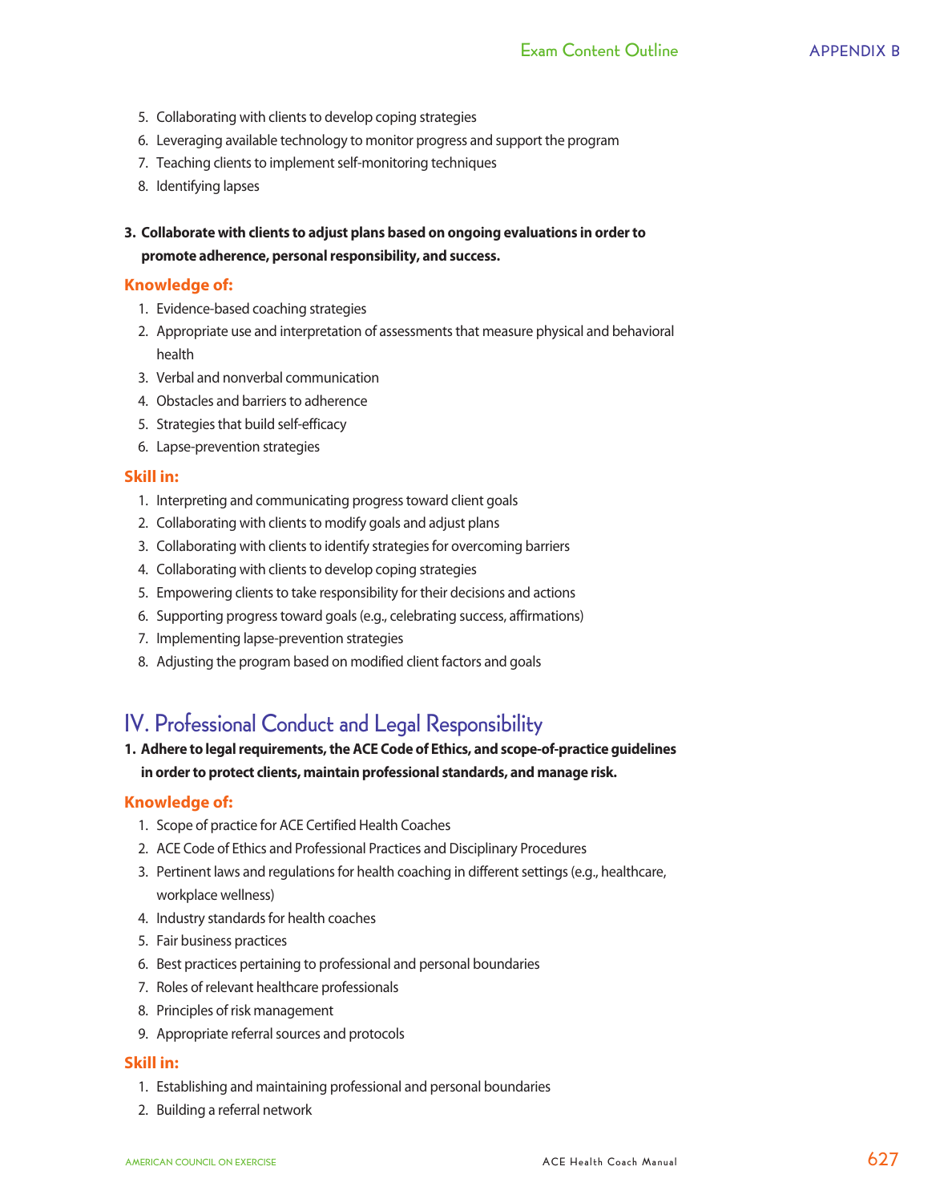5. Collaborating with clients to develop coping strategies
6. Leveraging available technology to monitor progress and support the program
7. Teaching clients to implement self-monitoring techniques
8. Identifying lapses

**3. Collaborate with clients to adjust plans based on ongoing evaluations in order to promote adherence, personal responsibility, and success.**

**Knowledge of:**

1. Evidence-based coaching strategies
2. Appropriate use and interpretation of assessments that measure physical and behavioral health
3. Verbal and nonverbal communication
4. Obstacles and barriers to adherence
5. Strategies that build self-efficacy
6. Lapse-prevention strategies

**Skill in:**

1. Interpreting and communicating progress toward client goals
2. Collaborating with clients to modify goals and adjust plans
3. Collaborating with clients to identify strategies for overcoming barriers
4. Collaborating with clients to develop coping strategies
5. Empowering clients to take responsibility for their decisions and actions
6. Supporting progress toward goals (e.g., celebrating success, affirmations)
7. Implementing lapse-prevention strategies
8. Adjusting the program based on modified client factors and goals

## IV. Professional Conduct and Legal Responsibility

**1. Adhere to legal requirements, the ACE Code of Ethics, and scope-of-practice guidelines in order to protect clients, maintain professional standards, and manage risk.**

**Knowledge of:**

1. Scope of practice for ACE Certified Health Coaches
2. ACE Code of Ethics and Professional Practices and Disciplinary Procedures
3. Pertinent laws and regulations for health coaching in different settings (e.g., healthcare, workplace wellness)
4. Industry standards for health coaches
5. Fair business practices
6. Best practices pertaining to professional and personal boundaries
7. Roles of relevant healthcare professionals
8. Principles of risk management
9. Appropriate referral sources and protocols

**Skill in:**

1. Establishing and maintaining professional and personal boundaries
2. Building a referral network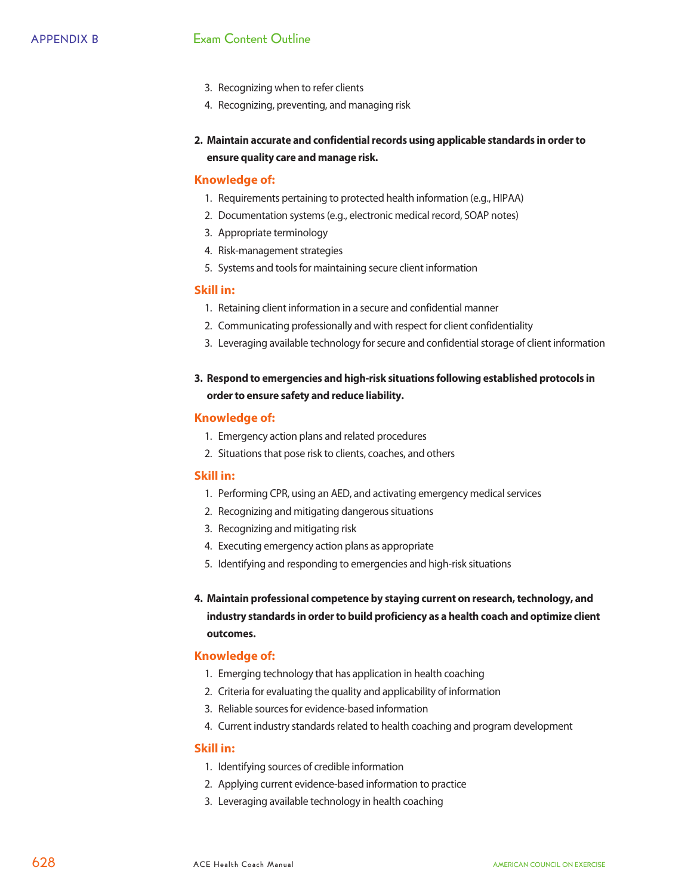3. Recognizing when to refer clients
4. Recognizing, preventing, and managing risk

**2. Maintain accurate and confidential records using applicable standards in order to ensure quality care and manage risk.**

**Knowledge of:**

1. Requirements pertaining to protected health information (e.g., HIPAA)
2. Documentation systems (e.g., electronic medical record, SOAP notes)
3. Appropriate terminology
4. Risk-management strategies
5. Systems and tools for maintaining secure client information

**Skill in:**

1. Retaining client information in a secure and confidential manner
2. Communicating professionally and with respect for client confidentiality
3. Leveraging available technology for secure and confidential storage of client information

**3. Respond to emergencies and high-risk situations following established protocols in order to ensure safety and reduce liability.**

**Knowledge of:**

1. Emergency action plans and related procedures
2. Situations that pose risk to clients, coaches, and others

**Skill in:**

1. Performing CPR, using an AED, and activating emergency medical services
2. Recognizing and mitigating dangerous situations
3. Recognizing and mitigating risk
4. Executing emergency action plans as appropriate
5. Identifying and responding to emergencies and high-risk situations

**4. Maintain professional competence by staying current on research, technology, and industry standards in order to build proficiency as a health coach and optimize client outcomes.**

**Knowledge of:**

1. Emerging technology that has application in health coaching
2. Criteria for evaluating the quality and applicability of information
3. Reliable sources for evidence-based information
4. Current industry standards related to health coaching and program development

**Skill in:**

1. Identifying sources of credible information
2. Applying current evidence-based information to practice
3. Leveraging available technology in health coaching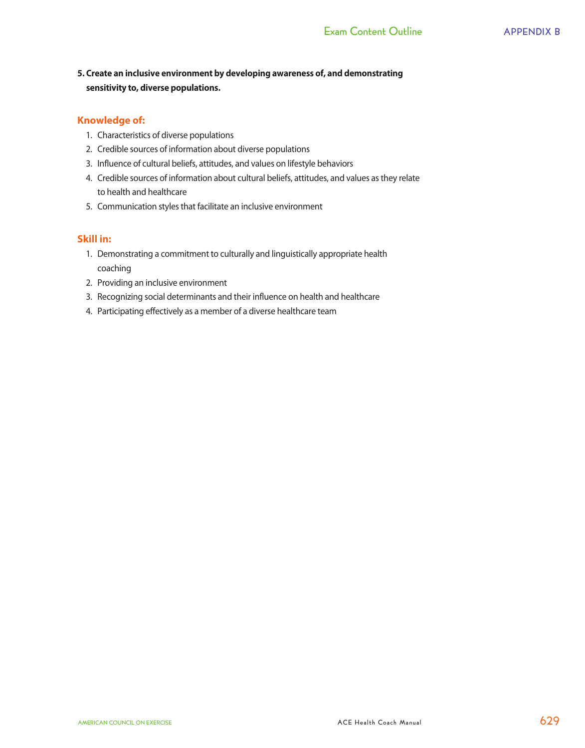**5. Create an inclusive environment by developing awareness of, and demonstrating sensitivity to, diverse populations.**

### Knowledge of:

1. Characteristics of diverse populations
2. Credible sources of information about diverse populations
3. Influence of cultural beliefs, attitudes, and values on lifestyle behaviors
4. Credible sources of information about cultural beliefs, attitudes, and values as they relate to health and healthcare
5. Communication styles that facilitate an inclusive environment

### Skill in:

1. Demonstrating a commitment to culturally and linguistically appropriate health coaching
2. Providing an inclusive environment
3. Recognizing social determinants and their influence on health and healthcare
4. Participating effectively as a member of a diverse healthcare team